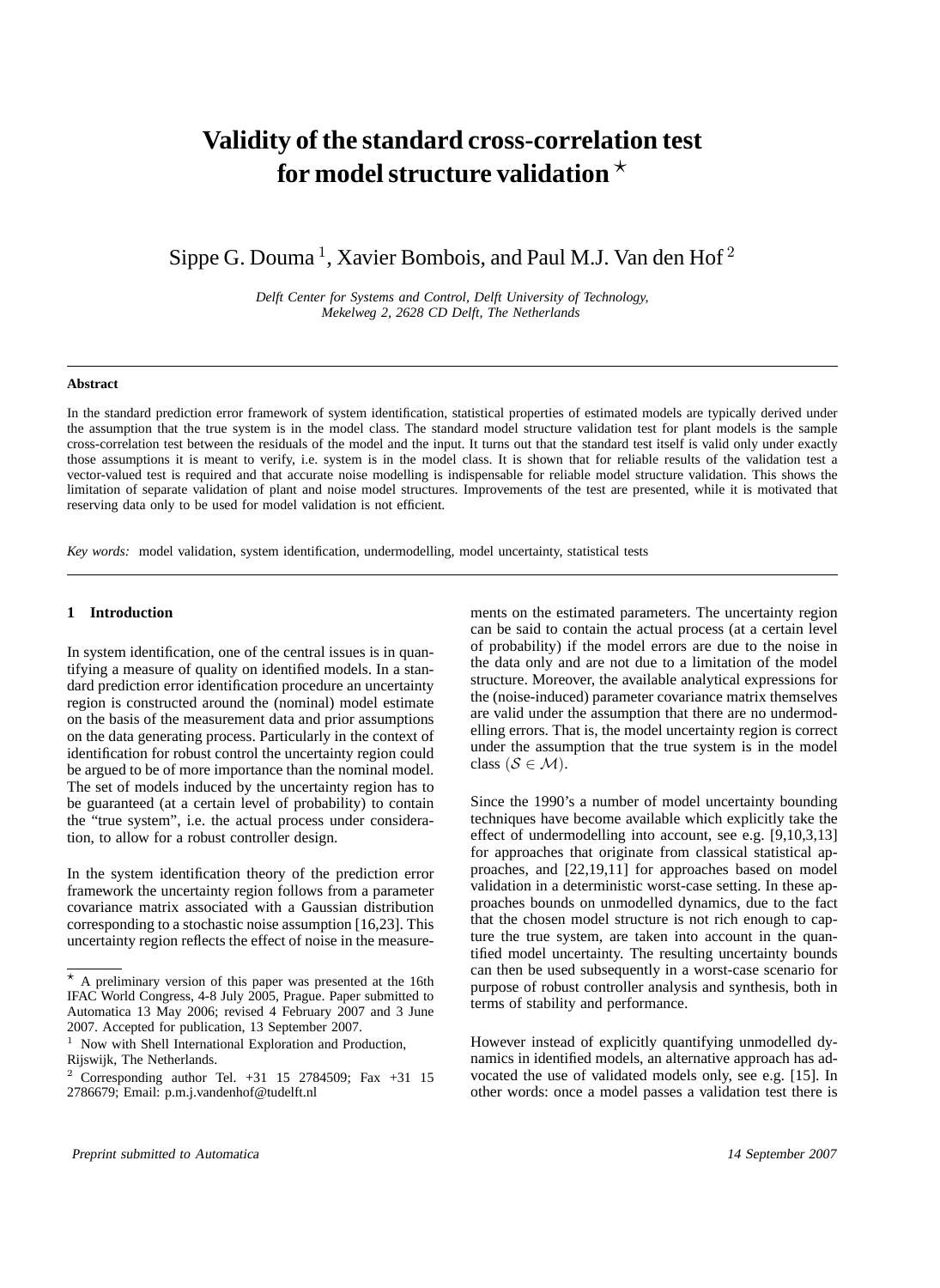# Validity of the standard cross-correlation test for model structure validation [⋆]

Sippe G. Douma [1], Xavier Bombois, and Paul M.J. Van den Hof [2]

*Delft Center for Systems and Control, Delft University of Technology, Mekelweg 2, 2628 CD Delft, The Netherlands*

---

**Abstract**

In the standard prediction error framework of system identification, statistical properties of estimated models are typically derived under the assumption that the true system is in the model class. The standard model structure validation test for plant models is the sample cross-correlation test between the residuals of the model and the input. It turns out that the standard test itself is valid only under exactly those assumptions it is meant to verify, i.e. system is in the model class. It is shown that for reliable results of the validation test a vector-valued test is required and that accurate noise modelling is indispensable for reliable model structure validation. This shows the limitation of separate validation of plant and noise model structures. Improvements of the test are presented, while it is motivated that reserving data only to be used for model validation is not efficient.

*Key words:* model validation, system identification, undermodelling, model uncertainty, statistical tests

---

## 1 Introduction

In system identification, one of the central issues is in quantifying a measure of quality on identified models. In a standard prediction error identification procedure an uncertainty region is constructed around the (nominal) model estimate on the basis of the measurement data and prior assumptions on the data generating process. Particularly in the context of identification for robust control the uncertainty region could be argued to be of more importance than the nominal model. The set of models induced by the uncertainty region has to be guaranteed (at a certain level of probability) to contain the "true system", i.e. the actual process under consideration, to allow for a robust controller design.

In the system identification theory of the prediction error framework the uncertainty region follows from a parameter covariance matrix associated with a Gaussian distribution corresponding to a stochastic noise assumption [16,23]. This uncertainty region reflects the effect of noise in the measurements on the estimated parameters. The uncertainty region can be said to contain the actual process (at a certain level of probability) if the model errors are due to the noise in the data only and are not due to a limitation of the model structure. Moreover, the available analytical expressions for the (noise-induced) parameter covariance matrix themselves are valid under the assumption that there are no undermodelling errors. That is, the model uncertainty region is correct under the assumption that the true system is in the model class ($\mathcal{S} \in \mathcal{M}$).

Since the 1990's a number of model uncertainty bounding techniques have become available which explicitly take the effect of undermodelling into account, see e.g. [9,10,3,13] for approaches that originate from classical statistical approaches, and [22,19,11] for approaches based on model validation in a deterministic worst-case setting. In these approaches bounds on unmodelled dynamics, due to the fact that the chosen model structure is not rich enough to capture the true system, are taken into account in the quantified model uncertainty. The resulting uncertainty bounds can then be used subsequently in a worst-case scenario for purpose of robust controller analysis and synthesis, both in terms of stability and performance.

However instead of explicitly quantifying unmodelled dynamics in identified models, an alternative approach has advocated the use of validated models only, see e.g. [15]. In other words: once a model passes a validation test there is

---

[⋆] A preliminary version of this paper was presented at the 16th IFAC World Congress, 4-8 July 2005, Prague. Paper submitted to Automatica 13 May 2006; revised 4 February 2007 and 3 June 2007. Accepted for publication, 13 September 2007.

[1] Now with Shell International Exploration and Production, Rijswijk, The Netherlands.

[2] Corresponding author Tel. +31 15 2784509; Fax +31 15 2786679; Email: p.m.j.vandenhof@tudelft.nl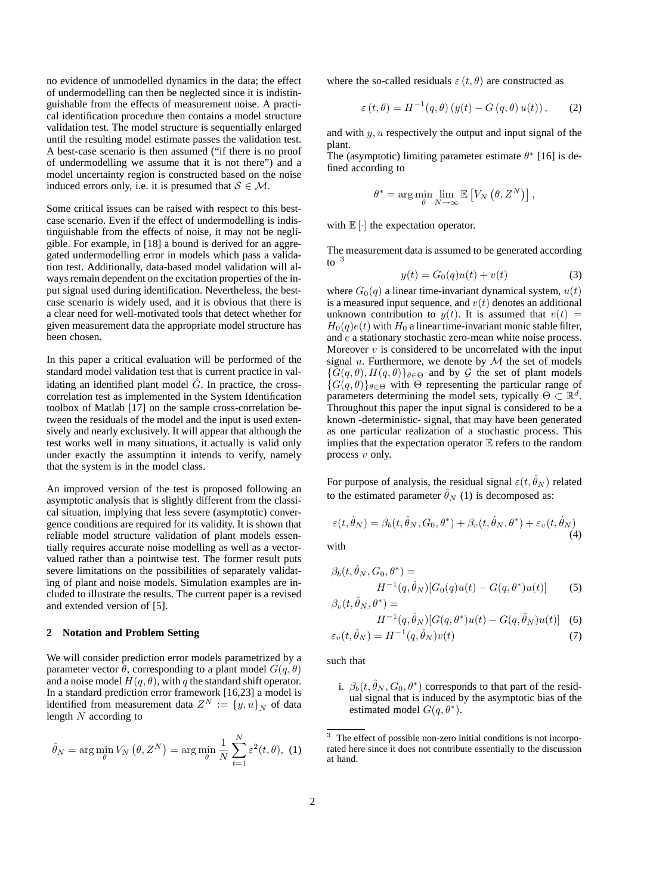no evidence of unmodelled dynamics in the data; the effect of undermodelling can then be neglected since it is indistinguishable from the effects of measurement noise. A practical identification procedure then contains a model structure validation test. The model structure is sequentially enlarged until the resulting model estimate passes the validation test. A best-case scenario is then assumed ("if there is no proof of undermodelling we assume that it is not there") and a model uncertainty region is constructed based on the noise induced errors only, i.e. it is presumed that $\mathcal{S} \in \mathcal{M}$.

Some critical issues can be raised with respect to this best-case scenario. Even if the effect of undermodelling is indistinguishable from the effects of noise, it may not be negligible. For example, in [18] a bound is derived for an aggregated undermodelling error in models which pass a validation test. Additionally, data-based model validation will always remain dependent on the excitation properties of the input signal used during identification. Nevertheless, the best-case scenario is widely used, and it is obvious that there is a clear need for well-motivated tools that detect whether for given measurement data the appropriate model structure has been chosen.

In this paper a critical evaluation will be performed of the standard model validation test that is current practice in validating an identified plant model $\hat{G}$. In practice, the cross-correlation test as implemented in the System Identification toolbox of Matlab [17] on the sample cross-correlation between the residuals of the model and the input is used extensively and nearly exclusively. It will appear that although the test works well in many situations, it actually is valid only under exactly the assumption it intends to verify, namely that the system is in the model class.

An improved version of the test is proposed following an asymptotic analysis that is slightly different from the classical situation, implying that less severe (asymptotic) convergence conditions are required for its validity. It is shown that reliable model structure validation of plant models essentially requires accurate noise modelling as well as a vector-valued rather than a pointwise test. The former result puts severe limitations on the possibilities of separately validating of plant and noise models. Simulation examples are included to illustrate the results. The current paper is a revised and extended version of [5].

## 2 Notation and Problem Setting

We will consider prediction error models parametrized by a parameter vector $\theta$, corresponding to a plant model $G(q,\theta)$ and a noise model $H(q,\theta)$, with $q$ the standard shift operator. In a standard prediction error framework [16,23] a model is identified from measurement data $Z^N := \{y,u\}_N$ of data length $N$ according to

$$\hat{\theta}_N = \arg\min_{\theta} V_N\left(\theta, Z^N\right) = \arg\min_{\theta} \frac{1}{N}\sum_{t=1}^{N} \varepsilon^2(t,\theta), \quad (1)$$

where the so-called residuals $\varepsilon(t,\theta)$ are constructed as

$$\varepsilon(t,\theta) = H^{-1}(q,\theta)\left(y(t) - G(q,\theta)\,u(t)\right), \quad (2)$$

and with $y, u$ respectively the output and input signal of the plant.
The (asymptotic) limiting parameter estimate $\theta^*$ [16] is defined according to

$$\theta^* = \arg\min_{\theta} \lim_{N\to\infty} \mathbb{E}\left[V_N\left(\theta, Z^N\right)\right],$$

with $\mathbb{E}[\cdot]$ the expectation operator.

The measurement data is assumed to be generated according to [3]

$$y(t) = G_0(q)u(t) + v(t) \quad (3)$$

where $G_0(q)$ a linear time-invariant dynamical system, $u(t)$ is a measured input sequence, and $v(t)$ denotes an additional unknown contribution to $y(t)$. It is assumed that $v(t) = H_0(q)e(t)$ with $H_0$ a linear time-invariant monic stable filter, and $e$ a stationary stochastic zero-mean white noise process. Moreover $v$ is considered to be uncorrelated with the input signal $u$. Furthermore, we denote by $\mathcal{M}$ the set of models $\{G(q,\theta), H(q,\theta)\}_{\theta\in\Theta}$ and by $\mathcal{G}$ the set of plant models $\{G(q,\theta)\}_{\theta\in\Theta}$ with $\Theta$ representing the particular range of parameters determining the model sets, typically $\Theta \subset \mathbb{R}^d$. Throughout this paper the input signal is considered to be a known -deterministic- signal, that may have been generated as one particular realization of a stochastic process. This implies that the expectation operator $\mathbb{E}$ refers to the random process $v$ only.

For purpose of analysis, the residual signal $\varepsilon(t,\hat{\theta}_N)$ related to the estimated parameter $\hat{\theta}_N$ (1) is decomposed as:

$$\varepsilon(t,\hat{\theta}_N) = \beta_b(t,\hat{\theta}_N,G_0,\theta^*) + \beta_v(t,\hat{\theta}_N,\theta^*) + \varepsilon_v(t,\hat{\theta}_N) \quad (4)$$

with

$$\beta_b(t,\hat{\theta}_N,G_0,\theta^*) = H^{-1}(q,\hat{\theta}_N)[G_0(q)u(t) - G(q,\theta^*)u(t)] \quad (5)$$

$$\beta_v(t,\hat{\theta}_N,\theta^*) = H^{-1}(q,\hat{\theta}_N)[G(q,\theta^*)u(t) - G(q,\hat{\theta}_N)u(t)] \quad (6)$$

$$\varepsilon_v(t,\hat{\theta}_N) = H^{-1}(q,\hat{\theta}_N)v(t) \quad (7)$$

such that

i. $\beta_b(t,\hat{\theta}_N,G_0,\theta^*)$ corresponds to that part of the residual signal that is induced by the asymptotic bias of the estimated model $G(q,\theta^*)$.

[3] The effect of possible non-zero initial conditions is not incorporated here since it does not contribute essentially to the discussion at hand.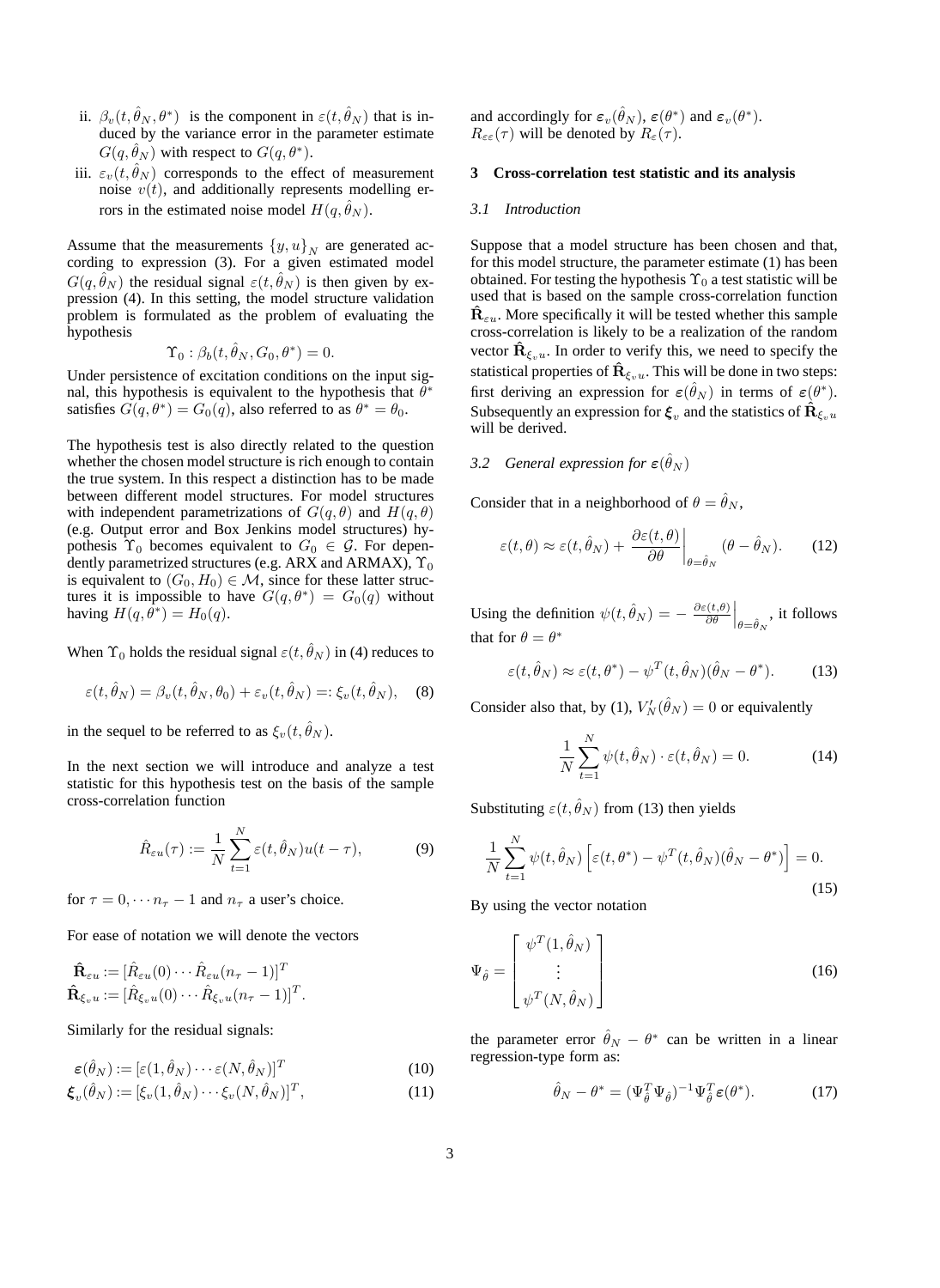ii. $\beta_v(t, \hat{\theta}_N, \theta^*)$ is the component in $\varepsilon(t, \hat{\theta}_N)$ that is induced by the variance error in the parameter estimate $G(q, \hat{\theta}_N)$ with respect to $G(q, \theta^*)$.

iii. $\varepsilon_v(t, \hat{\theta}_N)$ corresponds to the effect of measurement noise $v(t)$, and additionally represents modelling errors in the estimated noise model $H(q, \hat{\theta}_N)$.

Assume that the measurements $\{y, u\}_N$ are generated according to expression (3). For a given estimated model $G(q, \hat{\theta}_N)$ the residual signal $\varepsilon(t, \hat{\theta}_N)$ is then given by expression (4). In this setting, the model structure validation problem is formulated as the problem of evaluating the hypothesis

$$\Upsilon_0 : \beta_b(t, \hat{\theta}_N, G_0, \theta^*) = 0.$$

Under persistence of excitation conditions on the input signal, this hypothesis is equivalent to the hypothesis that $\theta^*$ satisfies $G(q, \theta^*) = G_0(q)$, also referred to as $\theta^* = \theta_0$.

The hypothesis test is also directly related to the question whether the chosen model structure is rich enough to contain the true system. In this respect a distinction has to be made between different model structures. For model structures with independent parametrizations of $G(q, \theta)$ and $H(q, \theta)$ (e.g. Output error and Box Jenkins model structures) hypothesis $\Upsilon_0$ becomes equivalent to $G_0 \in \mathcal{G}$. For dependently parametrized structures (e.g. ARX and ARMAX), $\Upsilon_0$ is equivalent to $(G_0, H_0) \in \mathcal{M}$, since for these latter structures it is impossible to have $G(q, \theta^*) = G_0(q)$ without having $H(q, \theta^*) = H_0(q)$.

When $\Upsilon_0$ holds the residual signal $\varepsilon(t, \hat{\theta}_N)$ in (4) reduces to

$$\varepsilon(t, \hat{\theta}_N) = \beta_v(t, \hat{\theta}_N, \theta_0) + \varepsilon_v(t, \hat{\theta}_N) =: \xi_v(t, \hat{\theta}_N), \quad (8)$$

in the sequel to be referred to as $\xi_v(t, \hat{\theta}_N)$.

In the next section we will introduce and analyze a test statistic for this hypothesis test on the basis of the sample cross-correlation function

$$\hat{R}_{\varepsilon u}(\tau) := \frac{1}{N} \sum_{t=1}^{N} \varepsilon(t, \hat{\theta}_N) u(t - \tau), \quad (9)$$

for $\tau = 0, \cdots n_\tau - 1$ and $n_\tau$ a user's choice.

For ease of notation we will denote the vectors

$$\hat{\mathbf{R}}_{\varepsilon u} := [\hat{R}_{\varepsilon u}(0) \cdots \hat{R}_{\varepsilon u}(n_\tau - 1)]^T$$
$$\hat{\mathbf{R}}_{\xi_v u} := [\hat{R}_{\xi_v u}(0) \cdots \hat{R}_{\xi_v u}(n_\tau - 1)]^T.$$

Similarly for the residual signals:

$$\boldsymbol{\varepsilon}(\hat{\theta}_N) := [\varepsilon(1, \hat{\theta}_N) \cdots \varepsilon(N, \hat{\theta}_N)]^T \quad (10)$$
$$\boldsymbol{\xi}_v(\hat{\theta}_N) := [\xi_v(1, \hat{\theta}_N) \cdots \xi_v(N, \hat{\theta}_N)]^T, \quad (11)$$

and accordingly for $\boldsymbol{\varepsilon}_v(\hat{\theta}_N)$, $\boldsymbol{\varepsilon}(\theta^*)$ and $\boldsymbol{\varepsilon}_v(\theta^*)$. $R_{\varepsilon\varepsilon}(\tau)$ will be denoted by $R_\varepsilon(\tau)$.

## 3 Cross-correlation test statistic and its analysis

### *3.1 Introduction*

Suppose that a model structure has been chosen and that, for this model structure, the parameter estimate (1) has been obtained. For testing the hypothesis $\Upsilon_0$ a test statistic will be used that is based on the sample cross-correlation function $\hat{\mathbf{R}}_{\varepsilon u}$. More specifically it will be tested whether this sample cross-correlation is likely to be a realization of the random vector $\hat{\mathbf{R}}_{\xi_v u}$. In order to verify this, we need to specify the statistical properties of $\hat{\mathbf{R}}_{\xi_v u}$. This will be done in two steps: first deriving an expression for $\boldsymbol{\varepsilon}(\hat{\theta}_N)$ in terms of $\boldsymbol{\varepsilon}(\theta^*)$. Subsequently an expression for $\boldsymbol{\xi}_v$ and the statistics of $\hat{\mathbf{R}}_{\xi_v u}$ will be derived.

### *3.2 General expression for $\boldsymbol{\varepsilon}(\hat{\theta}_N)$*

Consider that in a neighborhood of $\theta = \hat{\theta}_N$,

$$\varepsilon(t, \theta) \approx \varepsilon(t, \hat{\theta}_N) + \left. \frac{\partial \varepsilon(t, \theta)}{\partial \theta} \right|_{\theta = \hat{\theta}_N} (\theta - \hat{\theta}_N). \quad (12)$$

Using the definition $\psi(t, \hat{\theta}_N) = - \left. \frac{\partial \varepsilon(t, \theta)}{\partial \theta} \right|_{\theta = \hat{\theta}_N}$, it follows that for $\theta = \theta^*$

$$\varepsilon(t, \hat{\theta}_N) \approx \varepsilon(t, \theta^*) - \psi^T(t, \hat{\theta}_N)(\hat{\theta}_N - \theta^*). \quad (13)$$

Consider also that, by (1), $V_N'(\hat{\theta}_N) = 0$ or equivalently

$$\frac{1}{N} \sum_{t=1}^{N} \psi(t, \hat{\theta}_N) \cdot \varepsilon(t, \hat{\theta}_N) = 0. \quad (14)$$

Substituting $\varepsilon(t, \hat{\theta}_N)$ from (13) then yields

$$\frac{1}{N} \sum_{t=1}^{N} \psi(t, \hat{\theta}_N) \left[ \varepsilon(t, \theta^*) - \psi^T(t, \hat{\theta}_N)(\hat{\theta}_N - \theta^*) \right] = 0. \quad (15)$$

By using the vector notation

$$\Psi_{\hat{\theta}} = \begin{bmatrix} \psi^T(1, \hat{\theta}_N) \\ \vdots \\ \psi^T(N, \hat{\theta}_N) \end{bmatrix} \quad (16)$$

the parameter error $\hat{\theta}_N - \theta^*$ can be written in a linear regression-type form as:

$$\hat{\theta}_N - \theta^* = (\Psi_{\hat{\theta}}^T \Psi_{\hat{\theta}})^{-1} \Psi_{\hat{\theta}}^T \boldsymbol{\varepsilon}(\theta^*). \quad (17)$$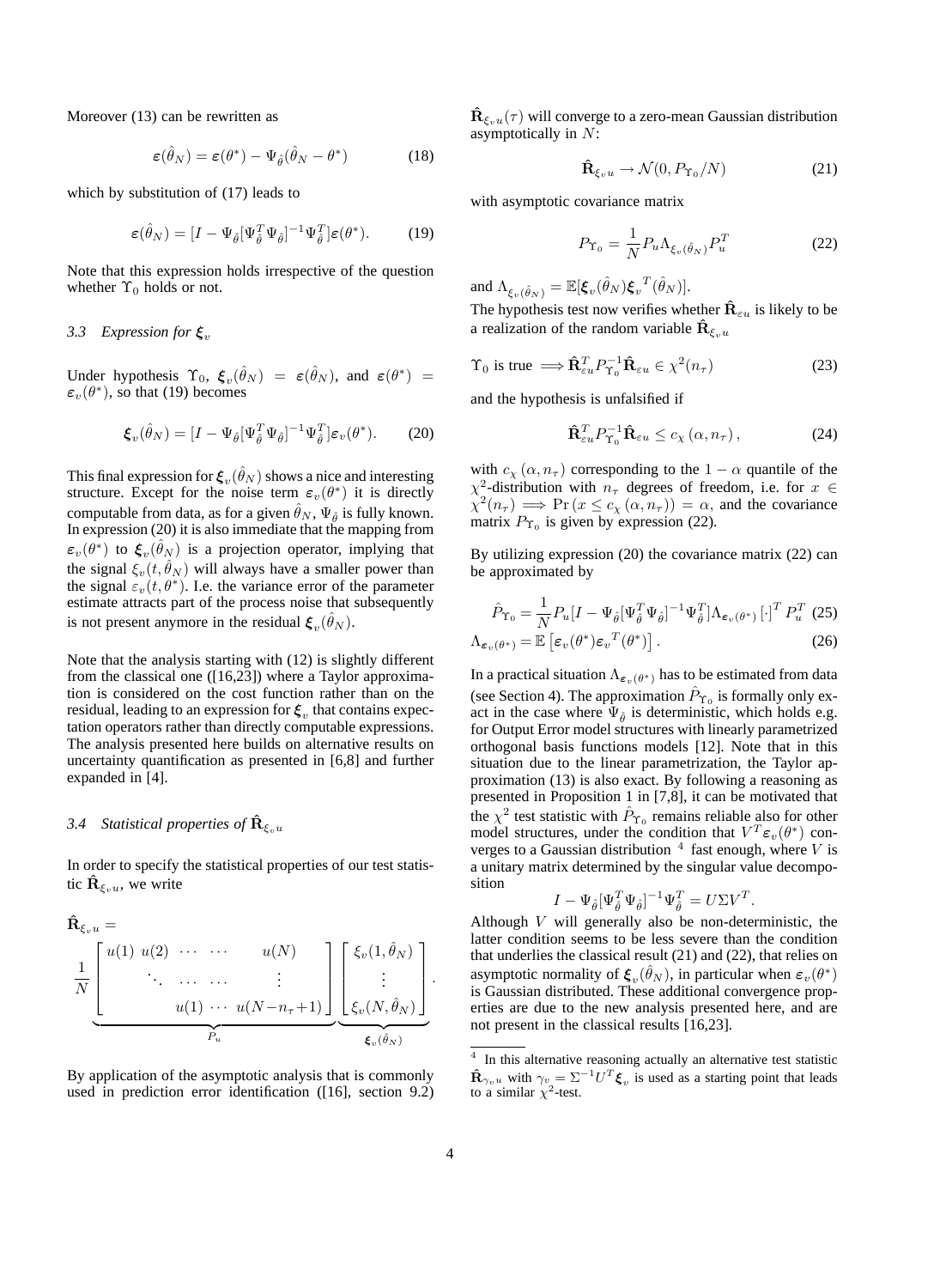Moreover (13) can be rewritten as

$$\varepsilon(\hat{\theta}_N) = \varepsilon(\theta^*) - \Psi_{\hat{\theta}}(\hat{\theta}_N - \theta^*) \tag{18}$$

which by substitution of (17) leads to

$$\varepsilon(\hat{\theta}_N) = [I - \Psi_{\hat{\theta}}[\Psi_{\hat{\theta}}^T \Psi_{\hat{\theta}}]^{-1} \Psi_{\hat{\theta}}^T] \varepsilon(\theta^*). \tag{19}$$

Note that this expression holds irrespective of the question whether $\Upsilon_0$ holds or not.

### 3.3 Expression for $\boldsymbol{\xi}_v$

Under hypothesis $\Upsilon_0$, $\boldsymbol{\xi}_v(\hat{\theta}_N) = \varepsilon(\hat{\theta}_N)$, and $\varepsilon(\theta^*) = \varepsilon_v(\theta^*)$, so that (19) becomes

$$\boldsymbol{\xi}_v(\hat{\theta}_N) = [I - \Psi_{\hat{\theta}}[\Psi_{\hat{\theta}}^T \Psi_{\hat{\theta}}]^{-1} \Psi_{\hat{\theta}}^T] \varepsilon_v(\theta^*). \tag{20}$$

This final expression for $\boldsymbol{\xi}_v(\hat{\theta}_N)$ shows a nice and interesting structure. Except for the noise term $\varepsilon_v(\theta^*)$ it is directly computable from data, as for a given $\hat{\theta}_N$, $\Psi_{\hat{\theta}}$ is fully known. In expression (20) it is also immediate that the mapping from $\varepsilon_v(\theta^*)$ to $\boldsymbol{\xi}_v(\hat{\theta}_N)$ is a projection operator, implying that the signal $\xi_v(t, \hat{\theta}_N)$ will always have a smaller power than the signal $\varepsilon_v(t, \theta^*)$. I.e. the variance error of the parameter estimate attracts part of the process noise that subsequently is not present anymore in the residual $\boldsymbol{\xi}_v(\hat{\theta}_N)$.

Note that the analysis starting with (12) is slightly different from the classical one ([16,23]) where a Taylor approximation is considered on the cost function rather than on the residual, leading to an expression for $\boldsymbol{\xi}_v$ that contains expectation operators rather than directly computable expressions. The analysis presented here builds on alternative results on uncertainty quantification as presented in [6,8] and further expanded in [4].

### 3.4 Statistical properties of $\hat{\mathbf{R}}_{\xi_v u}$

In order to specify the statistical properties of our test statistic $\hat{\mathbf{R}}_{\xi_v u}$, we write

$$\hat{\mathbf{R}}_{\xi_v u} = \underbrace{\frac{1}{N}\begin{bmatrix} u(1) & u(2) & \cdots & \cdots & u(N) \\ & \ddots & \cdots & \cdots & \vdots \\ & & u(1) & \cdots & u(N-n_\tau+1) \end{bmatrix}}_{P_u} \underbrace{\begin{bmatrix} \xi_v(1, \hat{\theta}_N) \\ \vdots \\ \xi_v(N, \hat{\theta}_N) \end{bmatrix}}_{\boldsymbol{\xi}_v(\hat{\theta}_N)}.$$

By application of the asymptotic analysis that is commonly used in prediction error identification ([16], section 9.2) $\hat{\mathbf{R}}_{\xi_v u}(\tau)$ will converge to a zero-mean Gaussian distribution asymptotically in $N$:

$$\hat{\mathbf{R}}_{\xi_v u} \rightarrow \mathcal{N}(0, P_{\Upsilon_0}/N) \tag{21}$$

with asymptotic covariance matrix

$$P_{\Upsilon_0} = \frac{1}{N} P_u \Lambda_{\xi_v(\hat{\theta}_N)} P_u^T \tag{22}$$

and $\Lambda_{\xi_v(\hat{\theta}_N)} = \mathbb{E}[\boldsymbol{\xi}_v(\hat{\theta}_N) \boldsymbol{\xi}_v{}^T(\hat{\theta}_N)]$.

The hypothesis test now verifies whether $\hat{\mathbf{R}}_{\varepsilon u}$ is likely to be a realization of the random variable $\hat{\mathbf{R}}_{\xi_v u}$

$$\Upsilon_0 \text{ is true } \Longrightarrow \hat{\mathbf{R}}_{\varepsilon u}^T P_{\Upsilon_0}^{-1} \hat{\mathbf{R}}_{\varepsilon u} \in \chi^2(n_\tau) \tag{23}$$

and the hypothesis is unfalsified if

$$\hat{\mathbf{R}}_{\varepsilon u}^T P_{\Upsilon_0}^{-1} \hat{\mathbf{R}}_{\varepsilon u} \leq c_\chi(\alpha, n_\tau), \tag{24}$$

with $c_\chi(\alpha, n_\tau)$ corresponding to the $1-\alpha$ quantile of the $\chi^2$-distribution with $n_\tau$ degrees of freedom, i.e. for $x \in \chi^2(n_\tau) \Longrightarrow \Pr(x \leq c_\chi(\alpha, n_\tau)) = \alpha$, and the covariance matrix $P_{\Upsilon_0}$ is given by expression (22).

By utilizing expression (20) the covariance matrix (22) can be approximated by

$$\hat{P}_{\Upsilon_0} = \frac{1}{N} P_u [I - \Psi_{\hat{\theta}}[\Psi_{\hat{\theta}}^T \Psi_{\hat{\theta}}]^{-1} \Psi_{\hat{\theta}}^T] \Lambda_{\varepsilon_v(\theta^*)} [\cdot]^T P_u^T \tag{25}$$

$$\Lambda_{\varepsilon_v(\theta^*)} = \mathbb{E}\left[\varepsilon_v(\theta^*) \varepsilon_v{}^T(\theta^*)\right]. \tag{26}$$

In a practical situation $\Lambda_{\varepsilon_v(\theta^*)}$ has to be estimated from data (see Section 4). The approximation $\hat{P}_{\Upsilon_0}$ is formally only exact in the case where $\Psi_{\hat{\theta}}$ is deterministic, which holds e.g. for Output Error model structures with linearly parametrized orthogonal basis functions models [12]. Note that in this situation due to the linear parametrization, the Taylor approximation (13) is also exact. By following a reasoning as presented in Proposition 1 in [7,8], it can be motivated that the $\chi^2$ test statistic with $\hat{P}_{\Upsilon_0}$ remains reliable also for other model structures, under the condition that $V^T \varepsilon_v(\theta^*)$ converges to a Gaussian distribution [4] fast enough, where $V$ is a unitary matrix determined by the singular value decomposition

$$I - \Psi_{\hat{\theta}}[\Psi_{\hat{\theta}}^T \Psi_{\hat{\theta}}]^{-1} \Psi_{\hat{\theta}}^T = U \Sigma V^T.$$

Although $V$ will generally also be non-deterministic, the latter condition seems to be less severe than the condition that underlies the classical result (21) and (22), that relies on asymptotic normality of $\boldsymbol{\xi}_v(\hat{\theta}_N)$, in particular when $\varepsilon_v(\theta^*)$ is Gaussian distributed. These additional convergence properties are due to the new analysis presented here, and are not present in the classical results [16,23].

---

[4] In this alternative reasoning actually an alternative test statistic $\hat{\mathbf{R}}_{\gamma_v u}$ with $\gamma_v = \Sigma^{-1} U^T \boldsymbol{\xi}_v$ is used as a starting point that leads to a similar $\chi^2$-test.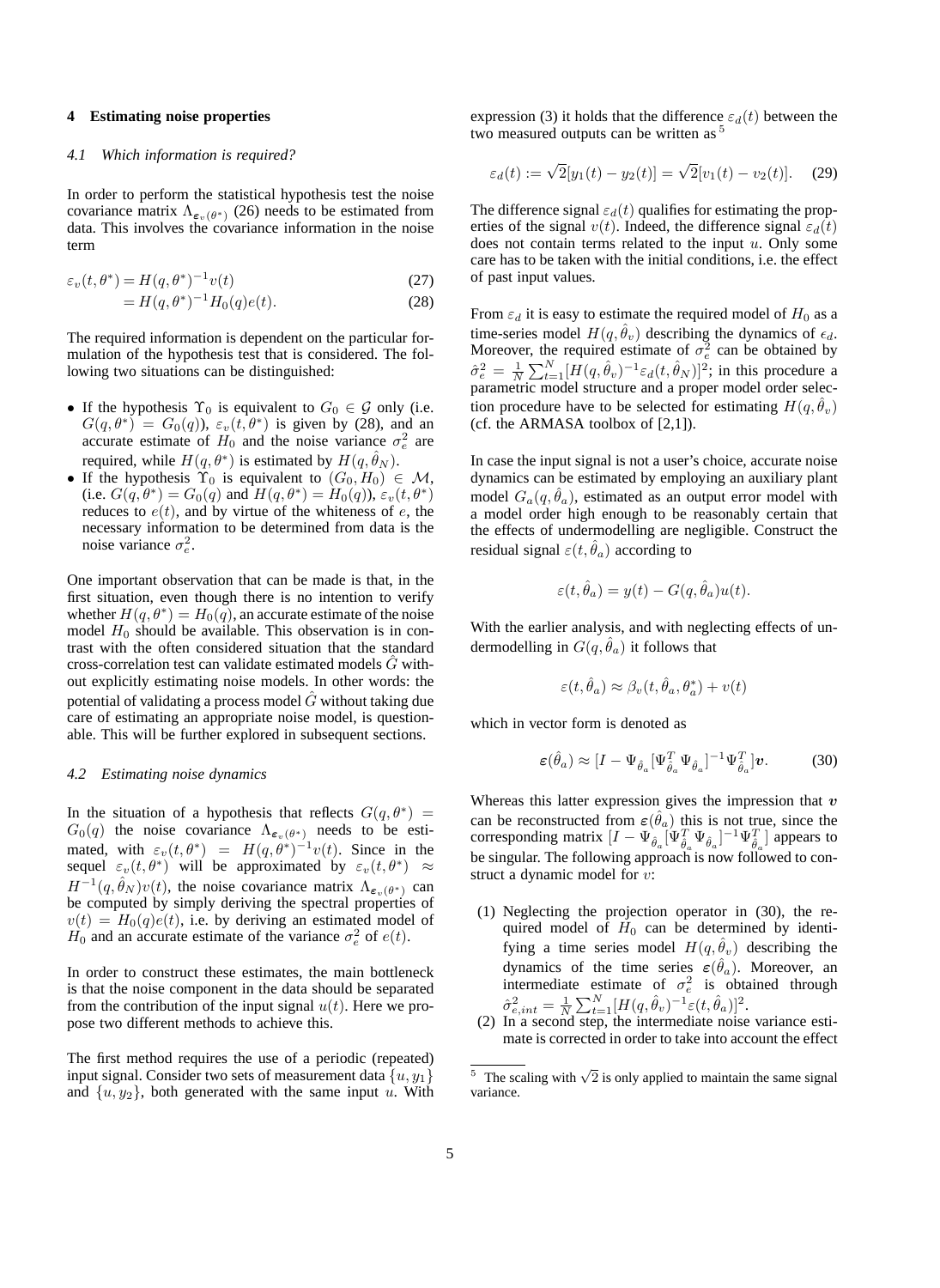## 4 Estimating noise properties

### 4.1 Which information is required?

In order to perform the statistical hypothesis test the noise covariance matrix $\Lambda_{\boldsymbol{\varepsilon}_v(\theta^*)}$ (26) needs to be estimated from data. This involves the covariance information in the noise term

$$
\begin{aligned}
\varepsilon_v(t,\theta^*) &= H(q,\theta^*)^{-1}v(t) \qquad (27)\\
&= H(q,\theta^*)^{-1}H_0(q)e(t). \qquad (28)
\end{aligned}
$$

The required information is dependent on the particular formulation of the hypothesis test that is considered. The following two situations can be distinguished:

- If the hypothesis $\Upsilon_0$ is equivalent to $G_0 \in \mathcal{G}$ only (i.e. $G(q,\theta^*) = G_0(q)$), $\varepsilon_v(t,\theta^*)$ is given by (28), and an accurate estimate of $H_0$ and the noise variance $\sigma_e^2$ are required, while $H(q,\theta^*)$ is estimated by $H(q,\hat{\theta}_N)$.
- If the hypothesis $\Upsilon_0$ is equivalent to $(G_0, H_0) \in \mathcal{M}$, (i.e. $G(q,\theta^*) = G_0(q)$ and $H(q,\theta^*) = H_0(q)$), $\varepsilon_v(t,\theta^*)$ reduces to $e(t)$, and by virtue of the whiteness of $e$, the necessary information to be determined from data is the noise variance $\sigma_e^2$.

One important observation that can be made is that, in the first situation, even though there is no intention to verify whether $H(q,\theta^*) = H_0(q)$, an accurate estimate of the noise model $H_0$ should be available. This observation is in contrast with the often considered situation that the standard cross-correlation test can validate estimated models $\hat{G}$ without explicitly estimating noise models. In other words: the potential of validating a process model $\hat{G}$ without taking due care of estimating an appropriate noise model, is questionable. This will be further explored in subsequent sections.

### 4.2 Estimating noise dynamics

In the situation of a hypothesis that reflects $G(q,\theta^*) = G_0(q)$ the noise covariance $\Lambda_{\boldsymbol{\varepsilon}_v(\theta^*)}$ needs to be estimated, with $\varepsilon_v(t,\theta^*) = H(q,\theta^*)^{-1}v(t)$. Since in the sequel $\varepsilon_v(t,\theta^*)$ will be approximated by $\varepsilon_v(t,\theta^*) \approx H^{-1}(q,\hat{\theta}_N)v(t)$, the noise covariance matrix $\Lambda_{\boldsymbol{\varepsilon}_v(\theta^*)}$ can be computed by simply deriving the spectral properties of $v(t) = H_0(q)e(t)$, i.e. by deriving an estimated model of $H_0$ and an accurate estimate of the variance $\sigma_e^2$ of $e(t)$.

In order to construct these estimates, the main bottleneck is that the noise component in the data should be separated from the contribution of the input signal $u(t)$. Here we propose two different methods to achieve this.

The first method requires the use of a periodic (repeated) input signal. Consider two sets of measurement data $\{u, y_1\}$ and $\{u, y_2\}$, both generated with the same input $u$. With expression (3) it holds that the difference $\varepsilon_d(t)$ between the two measured outputs can be written as [5]

$$
\varepsilon_d(t) := \sqrt{2}[y_1(t) - y_2(t)] = \sqrt{2}[v_1(t) - v_2(t)]. \qquad (29)
$$

The difference signal $\varepsilon_d(t)$ qualifies for estimating the properties of the signal $v(t)$. Indeed, the difference signal $\varepsilon_d(t)$ does not contain terms related to the input $u$. Only some care has to be taken with the initial conditions, i.e. the effect of past input values.

From $\varepsilon_d$ it is easy to estimate the required model of $H_0$ as a time-series model $H(q,\hat{\theta}_v)$ describing the dynamics of $\epsilon_d$. Moreover, the required estimate of $\sigma_e^2$ can be obtained by $\hat{\sigma}_e^2 = \frac{1}{N}\sum_{t=1}^{N}[H(q,\hat{\theta}_v)^{-1}\varepsilon_d(t,\hat{\theta}_N)]^2$; in this procedure a parametric model structure and a proper model order selection procedure have to be selected for estimating $H(q,\hat{\theta}_v)$ (cf. the ARMASA toolbox of [2,1]).

In case the input signal is not a user's choice, accurate noise dynamics can be estimated by employing an auxiliary plant model $G_a(q,\hat{\theta}_a)$, estimated as an output error model with a model order high enough to be reasonably certain that the effects of undermodelling are negligible. Construct the residual signal $\varepsilon(t,\hat{\theta}_a)$ according to

$$
\varepsilon(t,\hat{\theta}_a) = y(t) - G(q,\hat{\theta}_a)u(t).
$$

With the earlier analysis, and with neglecting effects of undermodelling in $G(q,\hat{\theta}_a)$ it follows that

$$
\varepsilon(t,\hat{\theta}_a) \approx \beta_v(t,\hat{\theta}_a,\theta_a^*) + v(t)
$$

which in vector form is denoted as

$$
\boldsymbol{\varepsilon}(\hat{\theta}_a) \approx [I - \Psi_{\hat{\theta}_a}[\Psi_{\hat{\theta}_a}^T\Psi_{\hat{\theta}_a}]^{-1}\Psi_{\hat{\theta}_a}^T]\boldsymbol{v}. \qquad (30)
$$

Whereas this latter expression gives the impression that $\boldsymbol{v}$ can be reconstructed from $\boldsymbol{\varepsilon}(\hat{\theta}_a)$ this is not true, since the corresponding matrix $[I - \Psi_{\hat{\theta}_a}[\Psi_{\hat{\theta}_a}^T\Psi_{\hat{\theta}_a}]^{-1}\Psi_{\hat{\theta}_a}^T]$ appears to be singular. The following approach is now followed to construct a dynamic model for $v$:

(1) Neglecting the projection operator in (30), the required model of $H_0$ can be determined by identifying a time series model $H(q,\hat{\theta}_v)$ describing the dynamics of the time series $\boldsymbol{\varepsilon}(\hat{\theta}_a)$. Moreover, an intermediate estimate of $\sigma_e^2$ is obtained through $\hat{\sigma}_{e,int}^2 = \frac{1}{N}\sum_{t=1}^{N}[H(q,\hat{\theta}_v)^{-1}\varepsilon(t,\hat{\theta}_a)]^2$.

(2) In a second step, the intermediate noise variance estimate is corrected in order to take into account the effect

[5] The scaling with $\sqrt{2}$ is only applied to maintain the same signal variance.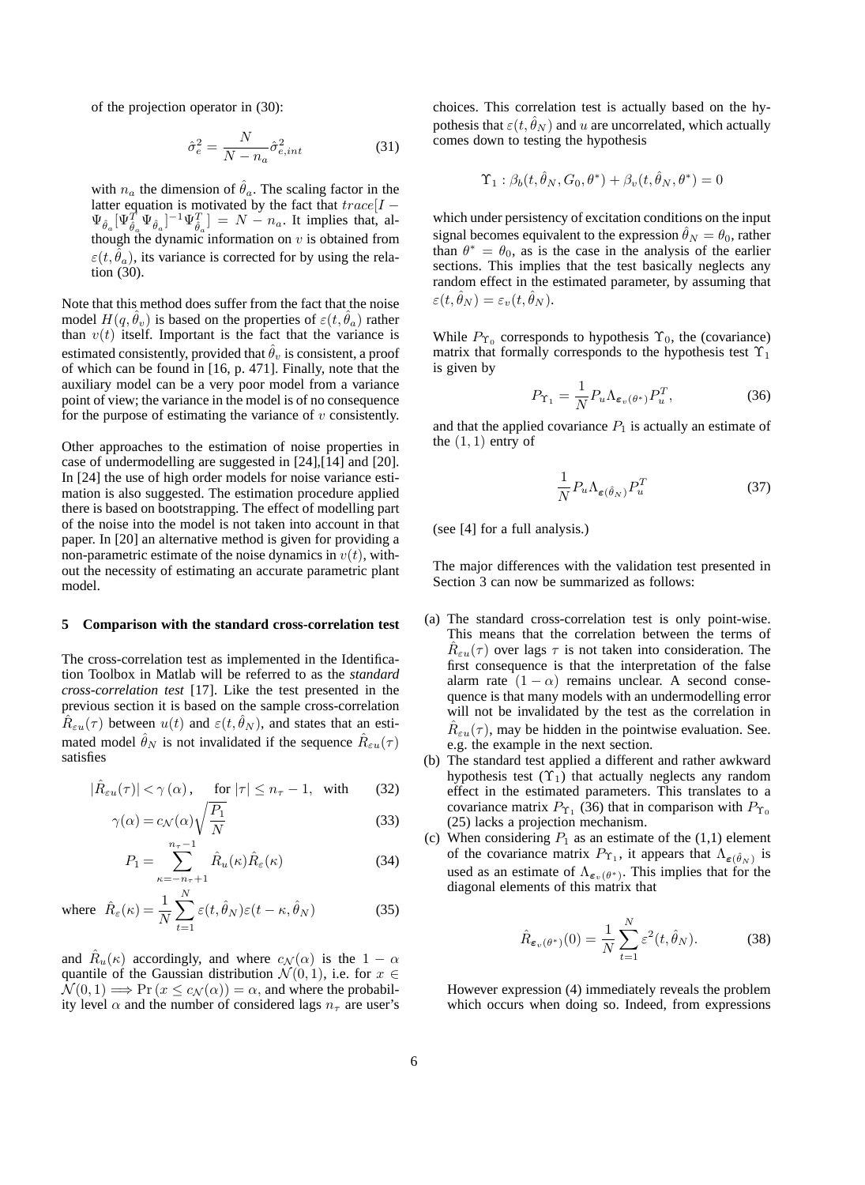of the projection operator in (30):

$$\hat{\sigma}_e^2 = \frac{N}{N - n_a}\hat{\sigma}_{e,int}^2 \tag{31}$$

with $n_a$ the dimension of $\hat{\theta}_a$. The scaling factor in the latter equation is motivated by the fact that $trace[I - \Psi_{\hat{\theta}_a}[\Psi_{\hat{\theta}_a}^T \Psi_{\hat{\theta}_a}]^{-1}\Psi_{\hat{\theta}_a}^T] = N - n_a$. It implies that, although the dynamic information on $v$ is obtained from $\varepsilon(t, \hat{\theta}_a)$, its variance is corrected for by using the relation (30).

Note that this method does suffer from the fact that the noise model $H(q, \hat{\theta}_v)$ is based on the properties of $\varepsilon(t, \hat{\theta}_a)$ rather than $v(t)$ itself. Important is the fact that the variance is estimated consistently, provided that $\hat{\theta}_v$ is consistent, a proof of which can be found in [16, p. 471]. Finally, note that the auxiliary model can be a very poor model from a variance point of view; the variance in the model is of no consequence for the purpose of estimating the variance of $v$ consistently.

Other approaches to the estimation of noise properties in case of undermodelling are suggested in [24],[14] and [20]. In [24] the use of high order models for noise variance estimation is also suggested. The estimation procedure applied there is based on bootstrapping. The effect of modelling part of the noise into the model is not taken into account in that paper. In [20] an alternative method is given for providing a non-parametric estimate of the noise dynamics in $v(t)$, without the necessity of estimating an accurate parametric plant model.

## 5 Comparison with the standard cross-correlation test

The cross-correlation test as implemented in the Identification Toolbox in Matlab will be referred to as the *standard cross-correlation test* [17]. Like the test presented in the previous section it is based on the sample cross-correlation $\hat{R}_{\varepsilon u}(\tau)$ between $u(t)$ and $\varepsilon(t, \hat{\theta}_N)$, and states that an estimated model $\hat{\theta}_N$ is not invalidated if the sequence $\hat{R}_{\varepsilon u}(\tau)$ satisfies

$$|\hat{R}_{\varepsilon u}(\tau)| < \gamma(\alpha), \quad \text{for } |\tau| \leq n_\tau - 1, \text{ with} \tag{32}$$

$$\gamma(\alpha) = c_{\mathcal{N}}(\alpha)\sqrt{\frac{P_1}{N}} \tag{33}$$

$$P_1 = \sum_{\kappa=-n_\tau+1}^{n_\tau-1} \hat{R}_u(\kappa)\hat{R}_\varepsilon(\kappa) \tag{34}$$

$$\text{where } \hat{R}_\varepsilon(\kappa) = \frac{1}{N}\sum_{t=1}^{N} \varepsilon(t, \hat{\theta}_N)\varepsilon(t - \kappa, \hat{\theta}_N) \tag{35}$$

and $\hat{R}_u(\kappa)$ accordingly, and where $c_{\mathcal{N}}(\alpha)$ is the $1 - \alpha$ quantile of the Gaussian distribution $\mathcal{N}(0, 1)$, i.e. for $x \in \mathcal{N}(0, 1) \Longrightarrow \Pr(x \leq c_{\mathcal{N}}(\alpha)) = \alpha$, and where the probability level $\alpha$ and the number of considered lags $n_\tau$ are user's choices. This correlation test is actually based on the hypothesis that $\varepsilon(t, \hat{\theta}_N)$ and $u$ are uncorrelated, which actually comes down to testing the hypothesis

$$\Upsilon_1 : \beta_b(t, \hat{\theta}_N, G_0, \theta^*) + \beta_v(t, \hat{\theta}_N, \theta^*) = 0$$

which under persistency of excitation conditions on the input signal becomes equivalent to the expression $\hat{\theta}_N = \theta_0$, rather than $\theta^* = \theta_0$, as is the case in the analysis of the earlier sections. This implies that the test basically neglects any random effect in the estimated parameter, by assuming that $\varepsilon(t, \hat{\theta}_N) = \varepsilon_v(t, \hat{\theta}_N)$.

While $P_{\Upsilon_0}$ corresponds to hypothesis $\Upsilon_0$, the (covariance) matrix that formally corresponds to the hypothesis test $\Upsilon_1$ is given by

$$P_{\Upsilon_1} = \frac{1}{N} P_u \Lambda_{\boldsymbol{\varepsilon}_v(\theta^*)} P_u^T, \tag{36}$$

and that the applied covariance $P_1$ is actually an estimate of the $(1, 1)$ entry of

$$\frac{1}{N} P_u \Lambda_{\boldsymbol{\varepsilon}(\hat{\theta}_N)} P_u^T \tag{37}$$

(see [4] for a full analysis.)

The major differences with the validation test presented in Section 3 can now be summarized as follows:

(a) The standard cross-correlation test is only point-wise. This means that the correlation between the terms of $\hat{R}_{\varepsilon u}(\tau)$ over lags $\tau$ is not taken into consideration. The first consequence is that the interpretation of the false alarm rate $(1 - \alpha)$ remains unclear. A second consequence is that many models with an undermodelling error will not be invalidated by the test as the correlation in $\hat{R}_{\varepsilon u}(\tau)$, may be hidden in the pointwise evaluation. See. e.g. the example in the next section.

(b) The standard test applied a different and rather awkward hypothesis test ($\Upsilon_1$) that actually neglects any random effect in the estimated parameters. This translates to a covariance matrix $P_{\Upsilon_1}$ (36) that in comparison with $P_{\Upsilon_0}$ (25) lacks a projection mechanism.

(c) When considering $P_1$ as an estimate of the (1,1) element of the covariance matrix $P_{\Upsilon_1}$, it appears that $\Lambda_{\boldsymbol{\varepsilon}(\hat{\theta}_N)}$ is used as an estimate of $\Lambda_{\boldsymbol{\varepsilon}_v(\theta^*)}$. This implies that for the diagonal elements of this matrix that

$$\hat{R}_{\boldsymbol{\varepsilon}_v(\theta^*)}(0) = \frac{1}{N}\sum_{t=1}^{N} \varepsilon^2(t, \hat{\theta}_N). \tag{38}$$

However expression (4) immediately reveals the problem which occurs when doing so. Indeed, from expressions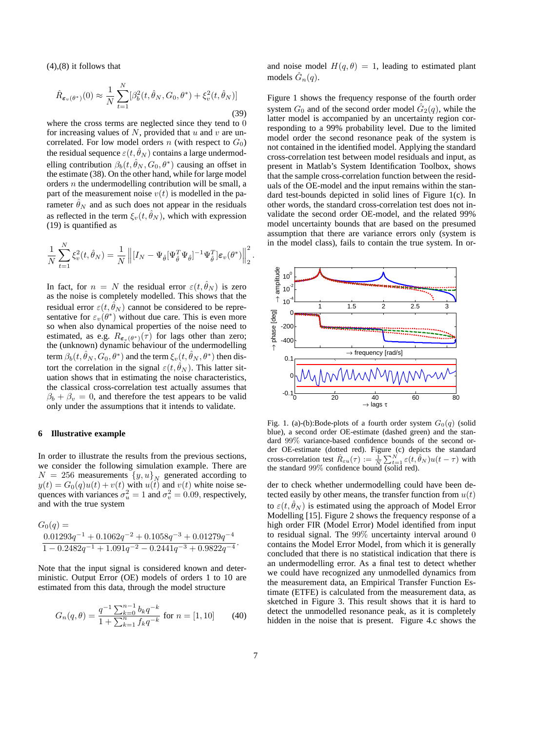(4),(8) it follows that

$$\hat{R}_{\varepsilon_v(\theta^*)}(0) \approx \frac{1}{N}\sum_{t=1}^{N}[\beta_b^2(t,\hat{\theta}_N,G_0,\theta^*) + \xi_v^2(t,\hat{\theta}_N)] \tag{39}$$

where the cross terms are neglected since they tend to 0 for increasing values of $N$, provided that $u$ and $v$ are uncorrelated. For low model orders $n$ (with respect to $G_0$) the residual sequence $\varepsilon(t,\hat{\theta}_N)$ contains a large undermodelling contribution $\beta_b(t,\hat{\theta}_N,G_0,\theta^*)$ causing an offset in the estimate (38). On the other hand, while for large model orders $n$ the undermodelling contribution will be small, a part of the measurement noise $v(t)$ is modelled in the parameter $\hat{\theta}_N$ and as such does not appear in the residuals as reflected in the term $\xi_v(t,\hat{\theta}_N)$, which with expression (19) is quantified as

$$\frac{1}{N}\sum_{t=1}^{N}\xi_v^2(t,\hat{\theta}_N) = \frac{1}{N}\left\|[I_N - \Psi_{\hat{\theta}}[\Psi_{\hat{\theta}}^T\Psi_{\hat{\theta}}]^{-1}\Psi_{\hat{\theta}}^T]\varepsilon_v(\theta^*)\right\|_2^2.$$

In fact, for $n = N$ the residual error $\varepsilon(t,\hat{\theta}_N)$ is zero as the noise is completely modelled. This shows that the residual error $\varepsilon(t,\hat{\theta}_N)$ cannot be considered to be representative for $\varepsilon_v(\theta^*)$ without due care. This is even more so when also dynamical properties of the noise need to estimated, as e.g. $R_{\varepsilon_v(\theta^*)}(\tau)$ for lags other than zero; the (unknown) dynamic behaviour of the undermodelling term $\beta_b(t,\hat{\theta}_N,G_0,\theta^*)$ and the term $\xi_v(t,\hat{\theta}_N,\theta^*)$ then distort the correlation in the signal $\varepsilon(t,\hat{\theta}_N)$. This latter situation shows that in estimating the noise characteristics, the classical cross-correlation test actually assumes that $\beta_b + \beta_v = 0$, and therefore the test appears to be valid only under the assumptions that it intends to validate.

## 6 Illustrative example

In order to illustrate the results from the previous sections, we consider the following simulation example. There are $N = 256$ measurements $\{y,u\}_N$ generated according to $y(t) = G_0(q)u(t) + v(t)$ with $u(t)$ and $v(t)$ white noise sequences with variances $\sigma_u^2 = 1$ and $\sigma_v^2 = 0.09$, respectively, and with the true system

$$G_0(q) = \frac{0.01293q^{-1} + 0.1062q^{-2} + 0.1058q^{-3} + 0.01279q^{-4}}{1 - 0.2482q^{-1} + 1.091q^{-2} - 0.2441q^{-3} + 0.9822q^{-4}}.$$

Note that the input signal is considered known and deterministic. Output Error (OE) models of orders 1 to 10 are estimated from this data, through the model structure

$$G_n(q,\theta) = \frac{q^{-1}\sum_{k=0}^{n-1} b_k q^{-k}}{1+\sum_{k=1}^{n} f_k q^{-k}} \text{ for } n = [1, 10] \tag{40}$$

and noise model $H(q,\theta) = 1$, leading to estimated plant models $\hat{G}_n(q)$.

Figure 1 shows the frequency response of the fourth order system $G_0$ and of the second order model $\hat{G}_2(q)$, while the latter model is accompanied by an uncertainty region corresponding to a 99% probability level. Due to the limited model order the second resonance peak of the system is not contained in the identified model. Applying the standard cross-correlation test between model residuals and input, as present in Matlab's System Identification Toolbox, shows that the sample cross-correlation function between the residuals of the OE-model and the input remains within the standard test-bounds depicted in solid lines of Figure 1(c). In other words, the standard cross-correlation test does not invalidate the second order OE-model, and the related 99% model uncertainty bounds that are based on the presumed assumption that there are variance errors only (system is in the model class), fails to contain the true system. In order to check whether undermodelling could have been detected easily by other means, the transfer function from $u(t)$ to $\varepsilon(t,\hat{\theta}_N)$ is estimated using the approach of Model Error Modelling [15]. Figure 2 shows the frequency response of a high order FIR (Model Error) Model identified from input to residual signal. The 99% uncertainty interval around 0 contains the Model Error Model, from which it is generally concluded that there is no statistical indication that there is an undermodelling error. As a final test to detect whether we could have recognized any unmodelled dynamics from the measurement data, an Empirical Transfer Function Estimate (ETFE) is calculated from the measurement data, as sketched in Figure 3. This result shows that it is hard to detect the unmodelled resonance peak, as it is completely hidden in the noise that is present. Figure 4.c shows the

Fig. 1. (a)-(b):Bode-plots of a fourth order system $G_0(q)$ (solid blue), a second order OE-estimate (dashed green) and the standard 99% variance-based confidence bounds of the second order OE-estimate (dotted red). Figure (c) depicts the standard cross-correlation test $\hat{R}_{\varepsilon u}(\tau) := \frac{1}{N}\sum_{t=1}^{N}\varepsilon(t,\hat{\theta}_N)u(t-\tau)$ with the standard 99% confidence bound (solid red).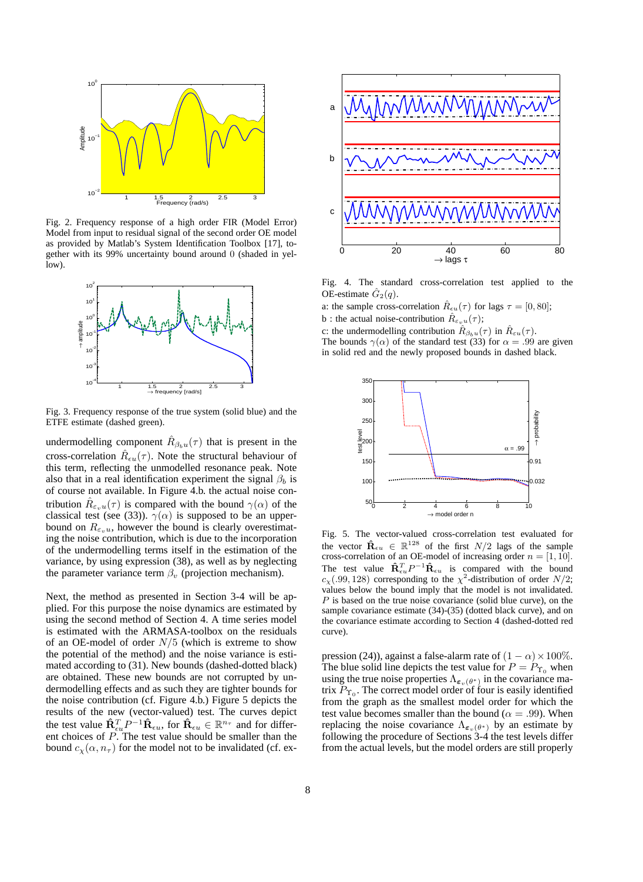Fig. 2. Frequency response of a high order FIR (Model Error) Model from input to residual signal of the second order OE model as provided by Matlab's System Identification Toolbox [17], together with its 99% uncertainty bound around 0 (shaded in yellow).

Fig. 3. Frequency response of the true system (solid blue) and the ETFE estimate (dashed green).

undermodelling component $\hat{R}_{\beta_b u}(\tau)$ that is present in the cross-correlation $\hat{R}_{\epsilon u}(\tau)$. Note the structural behaviour of this term, reflecting the unmodelled resonance peak. Note also that in a real identification experiment the signal $\beta_b$ is of course not available. In Figure 4.b. the actual noise contribution $\hat{R}_{\varepsilon_v u}(\tau)$ is compared with the bound $\gamma(\alpha)$ of the classical test (see (33)). $\gamma(\alpha)$ is supposed to be an upperbound on $R_{\varepsilon_v u}$, however the bound is clearly overestimating the noise contribution, which is due to the incorporation of the undermodelling terms itself in the estimation of the variance, by using expression (38), as well as by neglecting the parameter variance term $\beta_v$ (projection mechanism).

Next, the method as presented in Section 3-4 will be applied. For this purpose the noise dynamics are estimated by using the second method of Section 4. A time series model is estimated with the ARMASA-toolbox on the residuals of an OE-model of order $N/5$ (which is extreme to show the potential of the method) and the noise variance is estimated according to (31). New bounds (dashed-dotted black) are obtained. These new bounds are not corrupted by undermodelling effects and as such they are tighter bounds for the noise contribution (cf. Figure 4.b.) Figure 5 depicts the results of the new (vector-valued) test. The curves depict the test value $\hat{\mathbf{R}}_{\epsilon u}^T P^{-1} \hat{\mathbf{R}}_{\epsilon u}$, for $\hat{\mathbf{R}}_{\epsilon u} \in \mathbb{R}^{n_\tau}$ and for different choices of $P$. The test value should be smaller than the bound $c_\chi(\alpha, n_\tau)$ for the model not to be invalidated (cf. expression (24)), against a false-alarm rate of $(1-\alpha) \times 100\%$. The blue solid line depicts the test value for $P = P_{\Upsilon_0}$ when using the true noise properties $\Lambda_{\varepsilon_v(\theta^*)}$ in the covariance matrix $P_{\Upsilon_0}$. The correct model order of four is easily identified from the graph as the smallest model order for which the test value becomes smaller than the bound ($\alpha = .99$). When replacing the noise covariance $\Lambda_{\varepsilon_v(\theta^*)}$ by an estimate by following the procedure of Sections 3-4 the test levels differ from the actual levels, but the model orders are still properly

Fig. 4. The standard cross-correlation test applied to the OE-estimate $\hat{G}_2(q)$.
a: the sample cross-correlation $\hat{R}_{\epsilon u}(\tau)$ for lags $\tau = [0, 80]$;
b : the actual noise-contribution $\hat{R}_{\varepsilon_v u}(\tau)$;
c: the undermodelling contribution $\hat{R}_{\beta_b u}(\tau)$ in $\hat{R}_{\varepsilon u}(\tau)$.
The bounds $\gamma(\alpha)$ of the standard test (33) for $\alpha = .99$ are given in solid red and the newly proposed bounds in dashed black.

Fig. 5. The vector-valued cross-correlation test evaluated for the vector $\hat{\mathbf{R}}_{\epsilon u} \in \mathbb{R}^{128}$ of the first $N/2$ lags of the sample cross-correlation of an OE-model of increasing order $n = [1, 10]$. The test value $\hat{\mathbf{R}}_{\epsilon u}^T P^{-1} \hat{\mathbf{R}}_{\epsilon u}$ is compared with the bound $c_\chi(.99, 128)$ corresponding to the $\chi^2$-distribution of order $N/2$; values below the bound imply that the model is not invalidated. $P$ is based on the true noise covariance (solid blue curve), on the sample covariance estimate (34)-(35) (dotted black curve), and on the covariance estimate according to Section 4 (dashed-dotted red curve).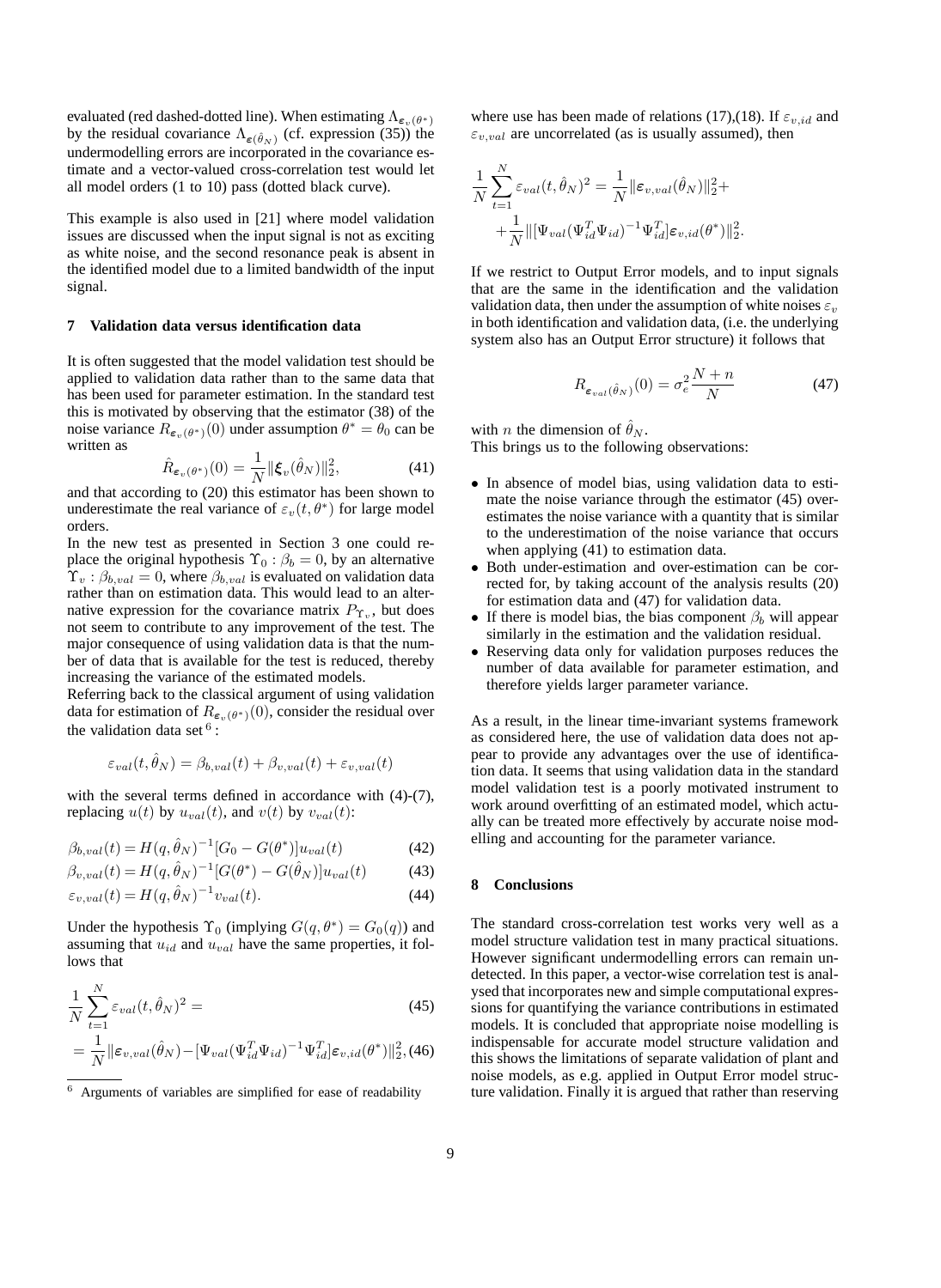evaluated (red dashed-dotted line). When estimating $\Lambda_{\varepsilon_v(\theta^*)}$ by the residual covariance $\Lambda_{\varepsilon(\hat{\theta}_N)}$ (cf. expression (35)) the undermodelling errors are incorporated in the covariance estimate and a vector-valued cross-correlation test would let all model orders (1 to 10) pass (dotted black curve).

This example is also used in [21] where model validation issues are discussed when the input signal is not as exciting as white noise, and the second resonance peak is absent in the identified model due to a limited bandwidth of the input signal.

## 7 Validation data versus identification data

It is often suggested that the model validation test should be applied to validation data rather than to the same data that has been used for parameter estimation. In the standard test this is motivated by observing that the estimator (38) of the noise variance $R_{\varepsilon_v(\theta^*)}(0)$ under assumption $\theta^* = \theta_0$ can be written as

$$\hat{R}_{\varepsilon_v(\theta^*)}(0) = \frac{1}{N}\|\boldsymbol{\xi}_v(\hat{\theta}_N)\|_2^2, \tag{41}$$

and that according to (20) this estimator has been shown to underestimate the real variance of $\varepsilon_v(t,\theta^*)$ for large model orders.

In the new test as presented in Section 3 one could replace the original hypothesis $\Upsilon_0 : \beta_b = 0$, by an alternative $\Upsilon_v : \beta_{b,val} = 0$, where $\beta_{b,val}$ is evaluated on validation data rather than on estimation data. This would lead to an alternative expression for the covariance matrix $P_{\Upsilon_v}$, but does not seem to contribute to any improvement of the test. The major consequence of using validation data is that the number of data that is available for the test is reduced, thereby increasing the variance of the estimated models.

Referring back to the classical argument of using validation data for estimation of $R_{\varepsilon_v(\theta^*)}(0)$, consider the residual over the validation data set [6] :

$$\varepsilon_{val}(t,\hat{\theta}_N) = \beta_{b,val}(t) + \beta_{v,val}(t) + \varepsilon_{v,val}(t)$$

with the several terms defined in accordance with (4)-(7), replacing $u(t)$ by $u_{val}(t)$, and $v(t)$ by $v_{val}(t)$:

$$\beta_{b,val}(t) = H(q,\hat{\theta}_N)^{-1}[G_0 - G(\theta^*)]u_{val}(t) \tag{42}$$

$$\beta_{v,val}(t) = H(q,\hat{\theta}_N)^{-1}[G(\theta^*) - G(\hat{\theta}_N)]u_{val}(t) \tag{43}$$

$$\varepsilon_{v,val}(t) = H(q,\hat{\theta}_N)^{-1}v_{val}(t). \tag{44}$$

Under the hypothesis $\Upsilon_0$ (implying $G(q,\theta^*) = G_0(q)$) and assuming that $u_{id}$ and $u_{val}$ have the same properties, it follows that

$$\frac{1}{N}\sum_{t=1}^{N}\varepsilon_{val}(t,\hat{\theta}_N)^2 = \tag{45}$$

$$= \frac{1}{N}\|\boldsymbol{\varepsilon}_{v,val}(\hat{\theta}_N) - [\Psi_{val}(\Psi_{id}^T\Psi_{id})^{-1}\Psi_{id}^T]\boldsymbol{\varepsilon}_{v,id}(\theta^*)\|_2^2, \tag{46}$$

[6] Arguments of variables are simplified for ease of readability

where use has been made of relations (17),(18). If $\varepsilon_{v,id}$ and $\varepsilon_{v,val}$ are uncorrelated (as is usually assumed), then

$$\frac{1}{N}\sum_{t=1}^{N}\varepsilon_{val}(t,\hat{\theta}_N)^2 = \frac{1}{N}\|\boldsymbol{\varepsilon}_{v,val}(\hat{\theta}_N)\|_2^2 + \\ + \frac{1}{N}\|[\Psi_{val}(\Psi_{id}^T\Psi_{id})^{-1}\Psi_{id}^T]\boldsymbol{\varepsilon}_{v,id}(\theta^*)\|_2^2.$$

If we restrict to Output Error models, and to input signals that are the same in the identification and the validation validation data, then under the assumption of white noises $\varepsilon_v$ in both identification and validation data, (i.e. the underlying system also has an Output Error structure) it follows that

$$R_{\varepsilon_{val}(\hat{\theta}_N)}(0) = \sigma_e^2\frac{N+n}{N} \tag{47}$$

with $n$ the dimension of $\hat{\theta}_N$.

This brings us to the following observations:

- In absence of model bias, using validation data to estimate the noise variance through the estimator (45) overestimates the noise variance with a quantity that is similar to the underestimation of the noise variance that occurs when applying (41) to estimation data.
- Both under-estimation and over-estimation can be corrected for, by taking account of the analysis results (20) for estimation data and (47) for validation data.
- If there is model bias, the bias component $\beta_b$ will appear similarly in the estimation and the validation residual.
- Reserving data only for validation purposes reduces the number of data available for parameter estimation, and therefore yields larger parameter variance.

As a result, in the linear time-invariant systems framework as considered here, the use of validation data does not appear to provide any advantages over the use of identification data. It seems that using validation data in the standard model validation test is a poorly motivated instrument to work around overfitting of an estimated model, which actually can be treated more effectively by accurate noise modelling and accounting for the parameter variance.

## 8 Conclusions

The standard cross-correlation test works very well as a model structure validation test in many practical situations. However significant undermodelling errors can remain undetected. In this paper, a vector-wise correlation test is analysed that incorporates new and simple computational expressions for quantifying the variance contributions in estimated models. It is concluded that appropriate noise modelling is indispensable for accurate model structure validation and this shows the limitations of separate validation of plant and noise models, as e.g. applied in Output Error model structure validation. Finally it is argued that rather than reserving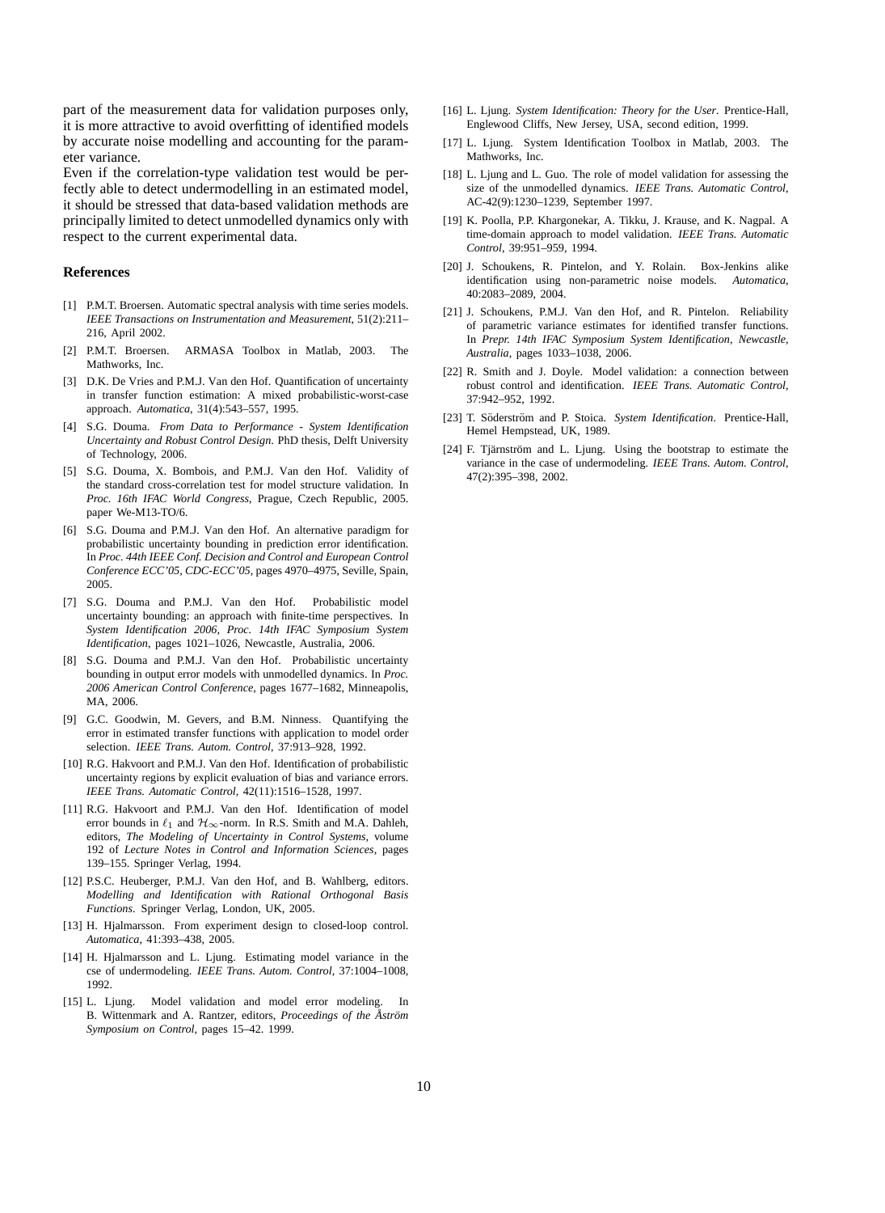part of the measurement data for validation purposes only, it is more attractive to avoid overfitting of identified models by accurate noise modelling and accounting for the parameter variance.

Even if the correlation-type validation test would be perfectly able to detect undermodelling in an estimated model, it should be stressed that data-based validation methods are principally limited to detect unmodelled dynamics only with respect to the current experimental data.

## References

[1] P.M.T. Broersen. Automatic spectral analysis with time series models. *IEEE Transactions on Instrumentation and Measurement*, 51(2):211–216, April 2002.

[2] P.M.T. Broersen. ARMASA Toolbox in Matlab, 2003. The Mathworks, Inc.

[3] D.K. De Vries and P.M.J. Van den Hof. Quantification of uncertainty in transfer function estimation: A mixed probabilistic-worst-case approach. *Automatica*, 31(4):543–557, 1995.

[4] S.G. Douma. *From Data to Performance - System Identification Uncertainty and Robust Control Design*. PhD thesis, Delft University of Technology, 2006.

[5] S.G. Douma, X. Bombois, and P.M.J. Van den Hof. Validity of the standard cross-correlation test for model structure validation. In *Proc. 16th IFAC World Congress*, Prague, Czech Republic, 2005. paper We-M13-TO/6.

[6] S.G. Douma and P.M.J. Van den Hof. An alternative paradigm for probabilistic uncertainty bounding in prediction error identification. In *Proc. 44th IEEE Conf. Decision and Control and European Control Conference ECC'05, CDC-ECC'05*, pages 4970–4975, Seville, Spain, 2005.

[7] S.G. Douma and P.M.J. Van den Hof. Probabilistic model uncertainty bounding: an approach with finite-time perspectives. In *System Identification 2006, Proc. 14th IFAC Symposium System Identification*, pages 1021–1026, Newcastle, Australia, 2006.

[8] S.G. Douma and P.M.J. Van den Hof. Probabilistic uncertainty bounding in output error models with unmodelled dynamics. In *Proc. 2006 American Control Conference*, pages 1677–1682, Minneapolis, MA, 2006.

[9] G.C. Goodwin, M. Gevers, and B.M. Ninness. Quantifying the error in estimated transfer functions with application to model order selection. *IEEE Trans. Autom. Control*, 37:913–928, 1992.

[10] R.G. Hakvoort and P.M.J. Van den Hof. Identification of probabilistic uncertainty regions by explicit evaluation of bias and variance errors. *IEEE Trans. Automatic Control*, 42(11):1516–1528, 1997.

[11] R.G. Hakvoort and P.M.J. Van den Hof. Identification of model error bounds in $\ell_1$ and $\mathcal{H}_\infty$-norm. In R.S. Smith and M.A. Dahleh, editors, *The Modeling of Uncertainty in Control Systems*, volume 192 of *Lecture Notes in Control and Information Sciences*, pages 139–155. Springer Verlag, 1994.

[12] P.S.C. Heuberger, P.M.J. Van den Hof, and B. Wahlberg, editors. *Modelling and Identification with Rational Orthogonal Basis Functions*. Springer Verlag, London, UK, 2005.

[13] H. Hjalmarsson. From experiment design to closed-loop control. *Automatica*, 41:393–438, 2005.

[14] H. Hjalmarsson and L. Ljung. Estimating model variance in the cse of undermodeling. *IEEE Trans. Autom. Control*, 37:1004–1008, 1992.

[15] L. Ljung. Model validation and model error modeling. In B. Wittenmark and A. Rantzer, editors, *Proceedings of the Åström Symposium on Control*, pages 15–42. 1999.

[16] L. Ljung. *System Identification: Theory for the User*. Prentice-Hall, Englewood Cliffs, New Jersey, USA, second edition, 1999.

[17] L. Ljung. System Identification Toolbox in Matlab, 2003. The Mathworks, Inc.

[18] L. Ljung and L. Guo. The role of model validation for assessing the size of the unmodelled dynamics. *IEEE Trans. Automatic Control*, AC-42(9):1230–1239, September 1997.

[19] K. Poolla, P.P. Khargonekar, A. Tikku, J. Krause, and K. Nagpal. A time-domain approach to model validation. *IEEE Trans. Automatic Control*, 39:951–959, 1994.

[20] J. Schoukens, R. Pintelon, and Y. Rolain. Box-Jenkins alike identification using non-parametric noise models. *Automatica*, 40:2083–2089, 2004.

[21] J. Schoukens, P.M.J. Van den Hof, and R. Pintelon. Reliability of parametric variance estimates for identified transfer functions. In *Prepr. 14th IFAC Symposium System Identification, Newcastle, Australia*, pages 1033–1038, 2006.

[22] R. Smith and J. Doyle. Model validation: a connection between robust control and identification. *IEEE Trans. Automatic Control*, 37:942–952, 1992.

[23] T. Söderström and P. Stoica. *System Identification*. Prentice-Hall, Hemel Hempstead, UK, 1989.

[24] F. Tjärnström and L. Ljung. Using the bootstrap to estimate the variance in the case of undermodeling. *IEEE Trans. Autom. Control*, 47(2):395–398, 2002.